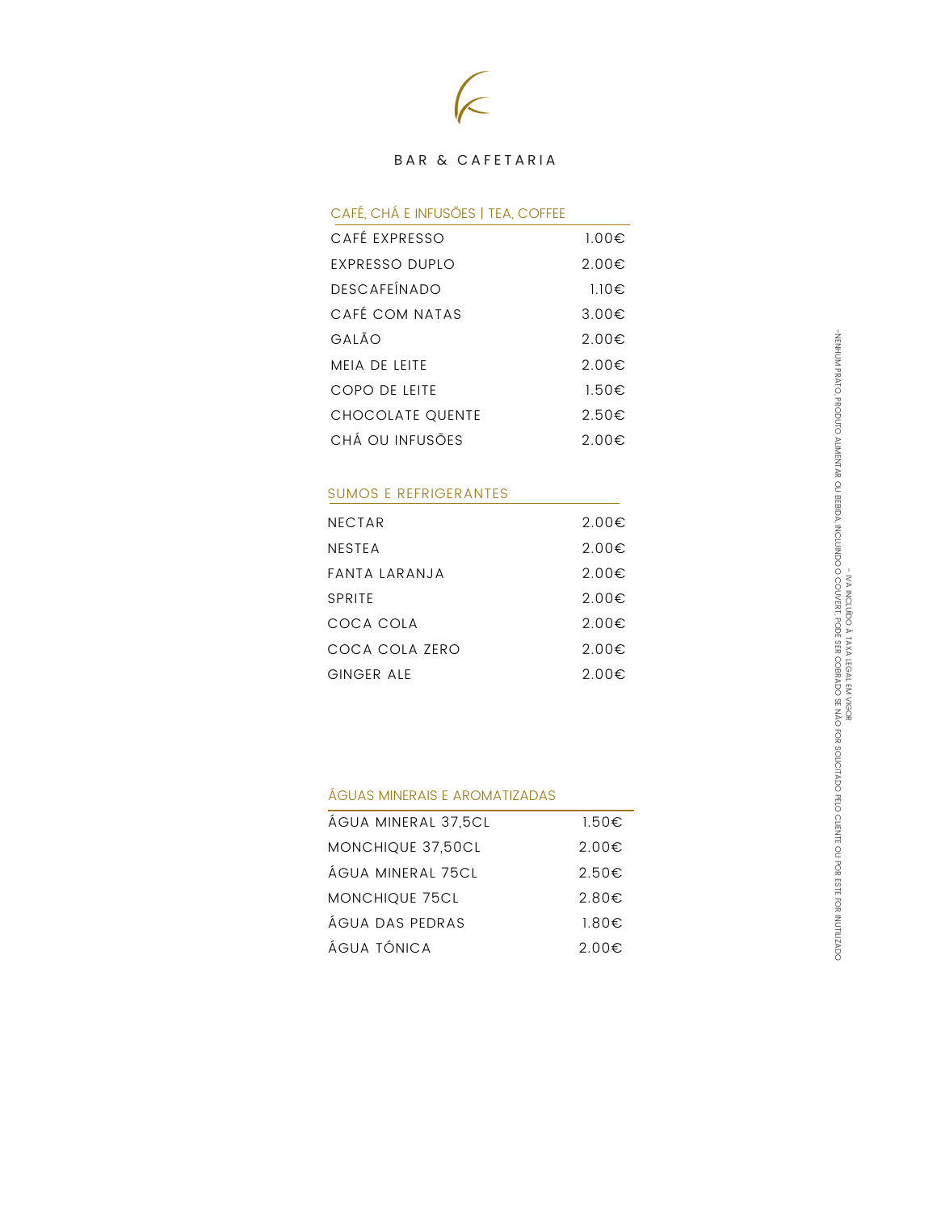# BAR & CAFETARIA

## CAFÉ, CHÁ E INFUSÕES | TEA, COFFEE

| | |
|---|---|
| CAFÉ EXPRESSO | 1.00€ |
| EXPRESSO DUPLO | 2.00€ |
| DESCAFEÍNADO | 1.10€ |
| CAFÉ COM NATAS | 3.00€ |
| GALÃO | 2.00€ |
| MEIA DE LEITE | 2.00€ |
| COPO DE LEITE | 1.50€ |
| CHOCOLATE QUENTE | 2.50€ |
| CHÁ OU INFUSÕES | 2.00€ |

## SUMOS E REFRIGERANTES

| | |
|---|---|
| NECTAR | 2.00€ |
| NESTEA | 2.00€ |
| FANTA LARANJA | 2.00€ |
| SPRITE | 2.00€ |
| COCA COLA | 2.00€ |
| COCA COLA ZERO | 2.00€ |
| GINGER ALE | 2.00€ |

## ÁGUAS MINERAIS E AROMATIZADAS

| | |
|---|---|
| ÁGUA MINERAL 37,5CL | 1.50€ |
| MONCHIQUE 37,50CL | 2.00€ |
| ÁGUA MINERAL 75CL | 2.50€ |
| MONCHIQUE 75CL | 2.80€ |
| ÁGUA DAS PEDRAS | 1.80€ |
| ÁGUA TÓNICA | 2.00€ |

-NENHUM PRATO, PRODUTO ALIMENTAR OU BEBIDA, INCLUINDO O COUVERT, PODE SER COBRADO SE NÃO FOR SOLICITADO PELO CLIENTE OU POR ESTE FOR INUTILIZADO

- IVA INCLUÍDO À TAXA LEGAL EM VIGOR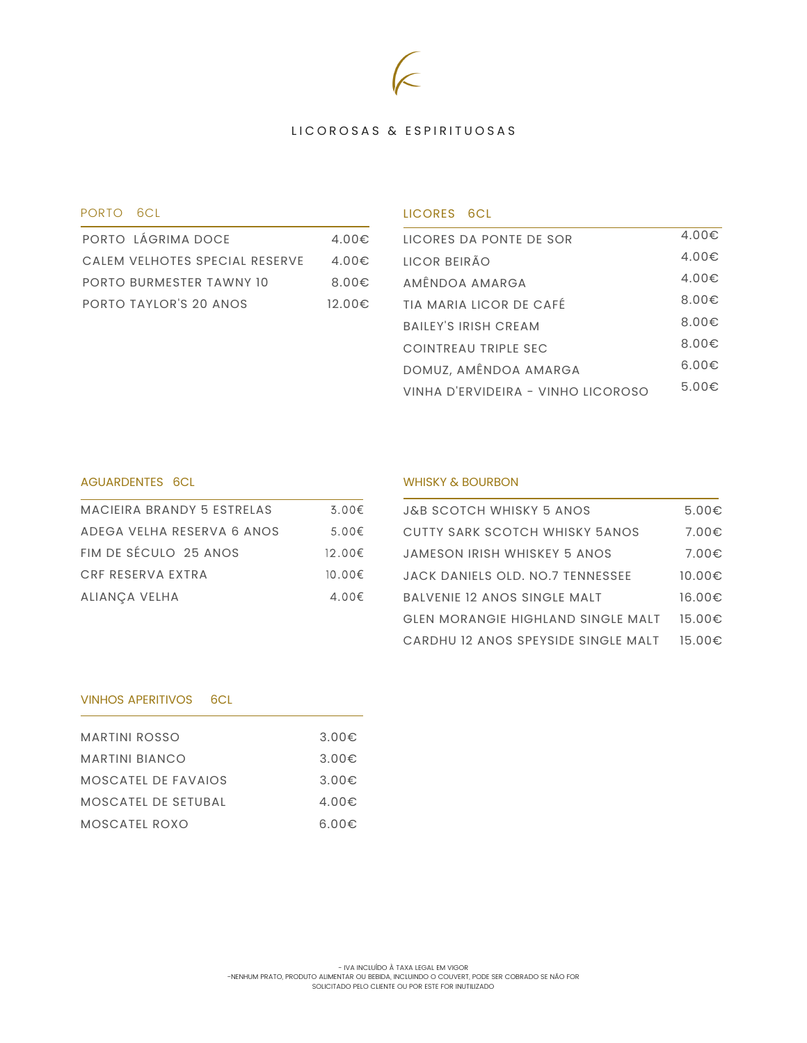# LICOROSAS & ESPIRITUOSAS

## PORTO 6CL

| | |
|---|---|
| PORTO LÁGRIMA DOCE | 4.00€ |
| CALEM VELHOTES SPECIAL RESERVE | 4.00€ |
| PORTO BURMESTER TAWNY 10 | 8.00€ |
| PORTO TAYLOR'S 20 ANOS | 12.00€ |

## LICORES 6CL

| | |
|---|---|
| LICORES DA PONTE DE SOR | 4.00€ |
| LICOR BEIRÃO | 4.00€ |
| AMÊNDOA AMARGA | 4.00€ |
| TIA MARIA LICOR DE CAFÉ | 8.00€ |
| BAILEY'S IRISH CREAM | 8.00€ |
| COINTREAU TRIPLE SEC | 8.00€ |
| DOMUZ, AMÊNDOA AMARGA | 6.00€ |
| VINHA D'ERVIDEIRA - VINHO LICOROSO | 5.00€ |

## AGUARDENTES 6CL

| | |
|---|---|
| MACIEIRA BRANDY 5 ESTRELAS | 3.00€ |
| ADEGA VELHA RESERVA 6 ANOS | 5.00€ |
| FIM DE SÉCULO 25 ANOS | 12.00€ |
| CRF RESERVA EXTRA | 10.00€ |
| ALIANÇA VELHA | 4.00€ |

## WHISKY & BOURBON

| | |
|---|---|
| J&B SCOTCH WHISKY 5 ANOS | 5.00€ |
| CUTTY SARK SCOTCH WHISKY 5ANOS | 7.00€ |
| JAMESON IRISH WHISKEY 5 ANOS | 7.00€ |
| JACK DANIELS OLD. NO.7 TENNESSEE | 10.00€ |
| BALVENIE 12 ANOS SINGLE MALT | 16.00€ |
| GLEN MORANGIE HIGHLAND SINGLE MALT | 15.00€ |
| CARDHU 12 ANOS SPEYSIDE SINGLE MALT | 15.00€ |

## VINHOS APERITIVOS 6CL

| | |
|---|---|
| MARTINI ROSSO | 3.00€ |
| MARTINI BIANCO | 3.00€ |
| MOSCATEL DE FAVAIOS | 3.00€ |
| MOSCATEL DE SETUBAL | 4.00€ |
| MOSCATEL ROXO | 6.00€ |

- IVA INCLUÍDO À TAXA LEGAL EM VIGOR

-NENHUM PRATO, PRODUTO ALIMENTAR OU BEBIDA, INCLUINDO O COUVERT, PODE SER COBRADO SE NÃO FOR SOLICITADO PELO CLIENTE OU POR ESTE FOR INUTILIZADO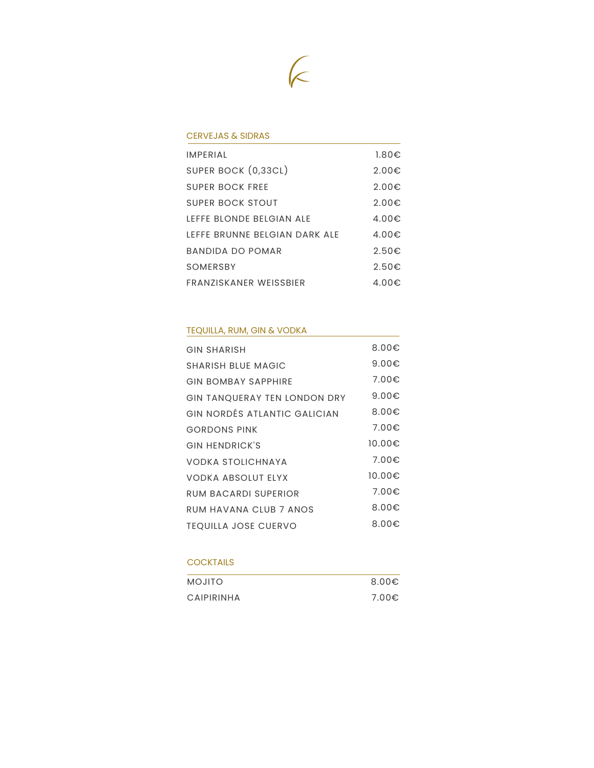## CERVEJAS & SIDRAS

| | |
|---|---|
| IMPERIAL | 1.80€ |
| SUPER BOCK (0,33CL) | 2.00€ |
| SUPER BOCK FREE | 2.00€ |
| SUPER BOCK STOUT | 2.00€ |
| LEFFE BLONDE BELGIAN ALE | 4.00€ |
| LEFFE BRUNNE BELGIAN DARK ALE | 4.00€ |
| BANDIDA DO POMAR | 2.50€ |
| SOMERSBY | 2.50€ |
| FRANZISKANER WEISSBIER | 4.00€ |

## TEQUILLA, RUM, GIN & VODKA

| | |
|---|---|
| GIN SHARISH | 8.00€ |
| SHARISH BLUE MAGIC | 9.00€ |
| GIN BOMBAY SAPPHIRE | 7.00€ |
| GIN TANQUERAY TEN LONDON DRY | 9.00€ |
| GIN NORDÉS ATLANTIC GALICIAN | 8.00€ |
| GORDONS PINK | 7.00€ |
| GIN HENDRICK'S | 10.00€ |
| VODKA STOLICHNAYA | 7.00€ |
| VODKA ABSOLUT ELYX | 10.00€ |
| RUM BACARDI SUPERIOR | 7.00€ |
| RUM HAVANA CLUB 7 ANOS | 8.00€ |
| TEQUILLA JOSE CUERVO | 8.00€ |

## COCKTAILS

| | |
|---|---|
| MOJITO | 8.00€ |
| CAIPIRINHA | 7.00€ |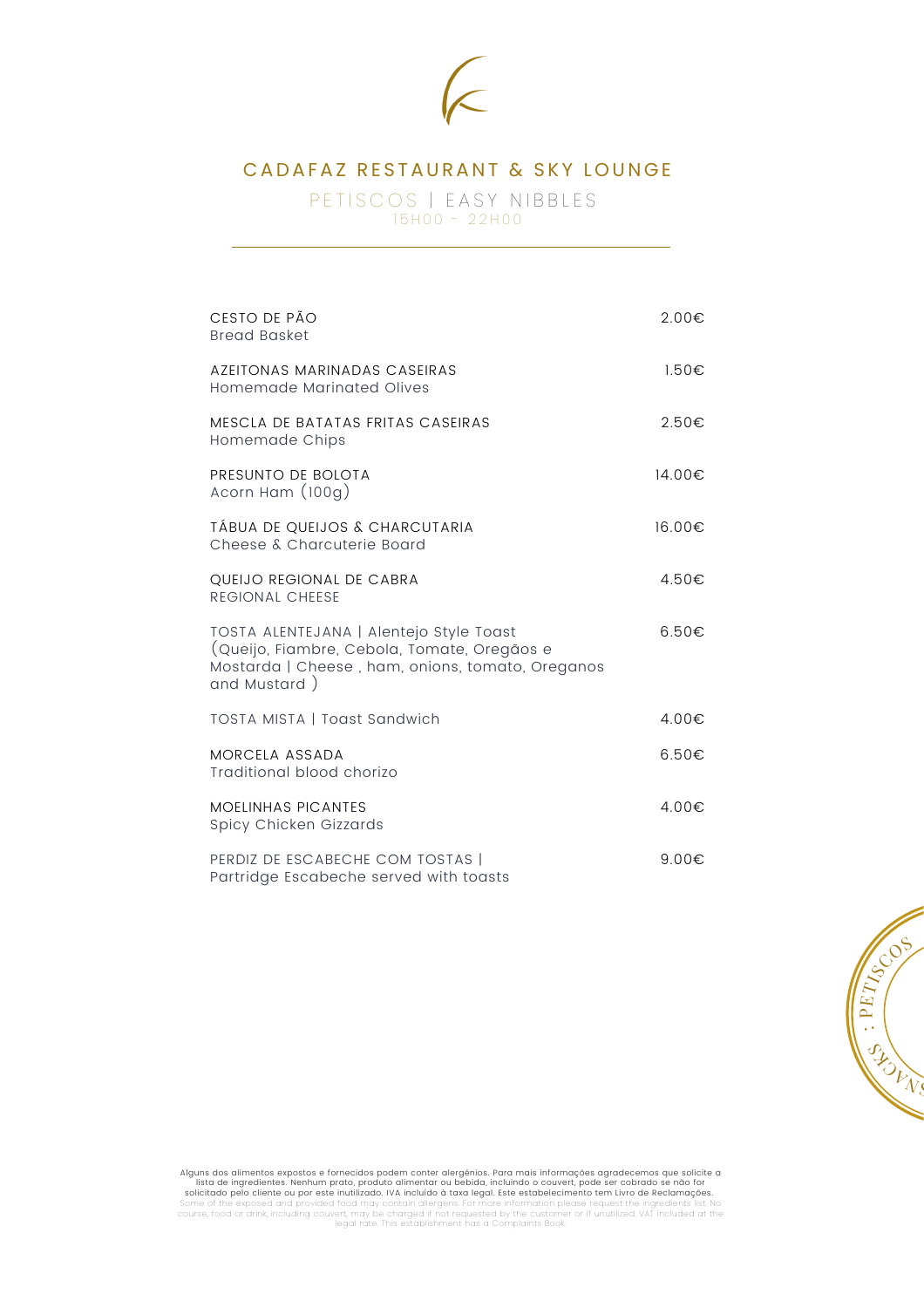# CADAFAZ RESTAURANT & SKY LOUNGE

## PETISCOS | EASY NIBBLES

15H00 - 22H00

| | |
|---|---|
| CESTO DE PÃO<br>Bread Basket | 2.00€ |
| AZEITONAS MARINADAS CASEIRAS<br>Homemade Marinated Olives | 1.50€ |
| MESCLA DE BATATAS FRITAS CASEIRAS<br>Homemade Chips | 2.50€ |
| PRESUNTO DE BOLOTA<br>Acorn Ham (100g) | 14.00€ |
| TÁBUA DE QUEIJOS & CHARCUTARIA<br>Cheese & Charcuterie Board | 16.00€ |
| QUEIJO REGIONAL DE CABRA<br>REGIONAL CHEESE | 4.50€ |
| TOSTA ALENTEJANA \| Alentejo Style Toast<br>(Queijo, Fiambre, Cebola, Tomate, Oregãos e Mostarda \| Cheese , ham, onions, tomato, Oreganos and Mustard ) | 6.50€ |
| TOSTA MISTA \| Toast Sandwich | 4.00€ |
| MORCELA ASSADA<br>Traditional blood chorizo | 6.50€ |
| MOELINHAS PICANTES<br>Spicy Chicken Gizzards | 4.00€ |
| PERDIZ DE ESCABECHE COM TOSTAS \|<br>Partridge Escabeche served with toasts | 9.00€ |

SNACKS : PETISCOS

Alguns dos alimentos expostos e fornecidos podem conter alergénios. Para mais informações agradecemos que solicite a lista de ingredientes. Nenhum prato, produto alimentar ou bebida, incluindo o couvert, pode ser cobrado se não for solicitado pelo cliente ou por este inutilizado. IVA incluído à taxa legal. Este estabelecimento tem Livro de Reclamações.
Some of the exposed and provided food may contain allergens. For more information please request the ingredients list. No course, food or drink, including couvert, may be charged if not requested by the customer or if unutilized. VAT included at the legal rate. This establishment has a Complaints Book.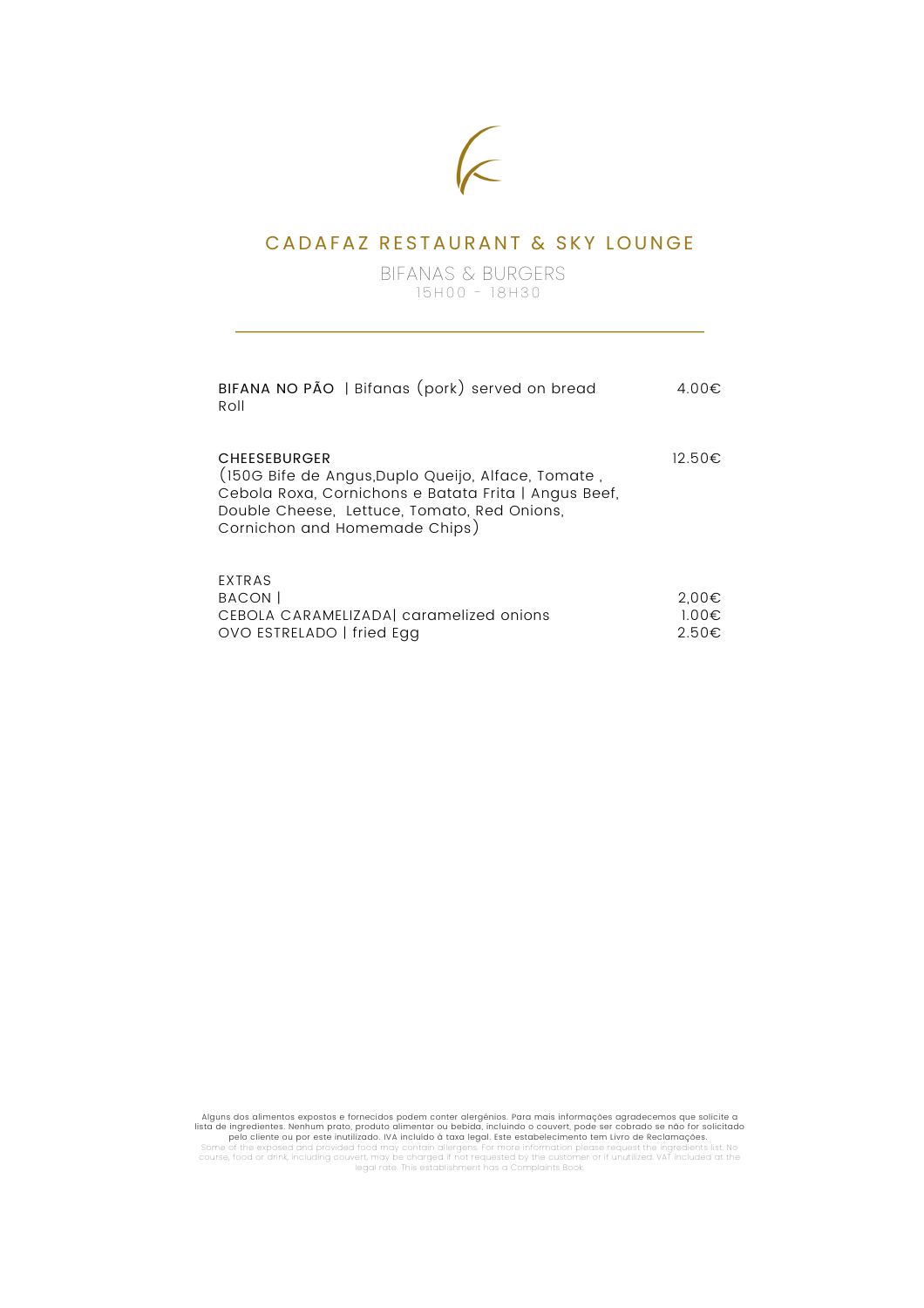# CADAFAZ RESTAURANT & SKY LOUNGE

## BIFANAS & BURGERS

15H00 - 18H30

---

**BIFANA NO PÃO** | Bifanas (pork) served on bread Roll — 4.00€

**CHEESEBURGER** — 12.50€
(150G Bife de Angus,Duplo Queijo, Alface, Tomate , Cebola Roxa, Cornichons e Batata Frita | Angus Beef, Double Cheese, Lettuce, Tomato, Red Onions, Cornichon and Homemade Chips)

EXTRAS

| | |
|---|---|
| BACON \| | 2,00€ |
| CEBOLA CARAMELIZADA\| caramelized onions | 1.00€ |
| OVO ESTRELADO \| fried Egg | 2.50€ |

Alguns dos alimentos expostos e fornecidos podem conter alergénios. Para mais informações agradecemos que solicite a lista de ingredientes. Nenhum prato, produto alimentar ou bebida, incluindo o couvert, pode ser cobrado se não for solicitado pelo cliente ou por este inutilizado. IVA incluído à taxa legal. Este estabelecimento tem Livro de Reclamações.

Some of the exposed and provided food may contain allergens. For more information please request the ingredients list. No course, food or drink, including couvert, may be charged if not requested by the customer or if unutilized. VAT included at the legal rate. This establishment has a Complaints Book.